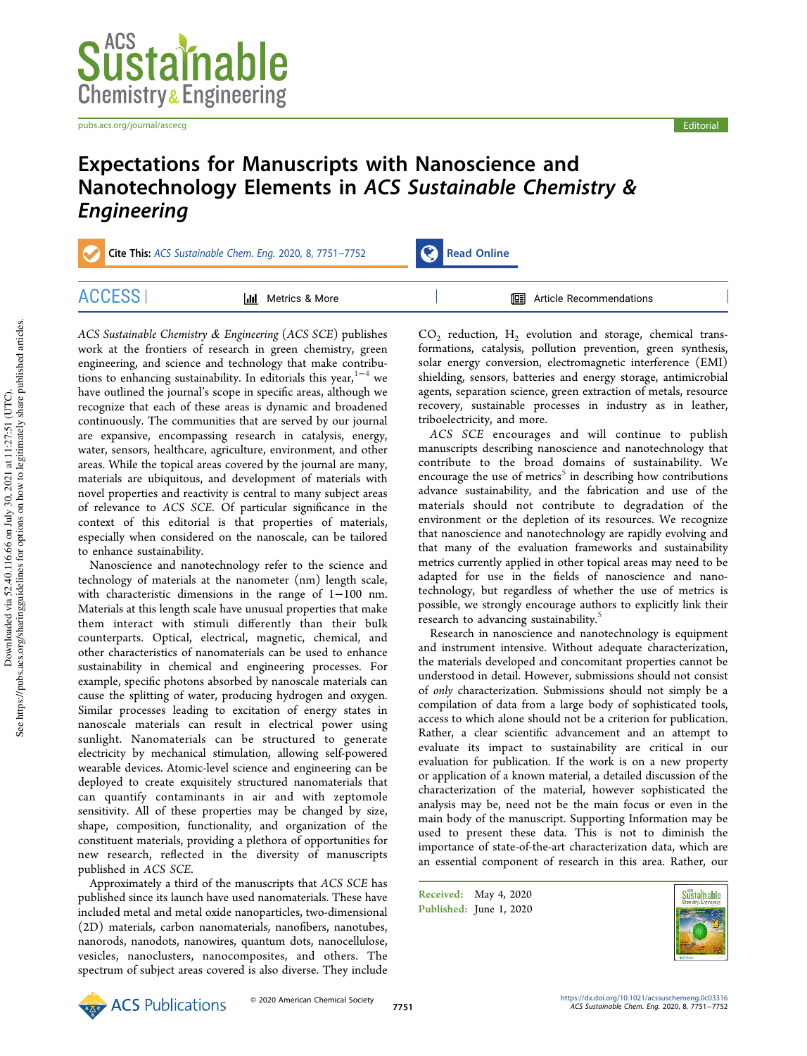# Expectations for Manuscripts with Nanoscience and Nanotechnology Elements in *ACS Sustainable Chemistry & Engineering*

*ACS Sustainable Chemistry & Engineering* (*ACS SCE*) publishes work at the frontiers of research in green chemistry, green engineering, and science and technology that make contributions to enhancing sustainability. In editorials this year,[1−4] we have outlined the journal's scope in specific areas, although we recognize that each of these areas is dynamic and broadened continuously. The communities that are served by our journal are expansive, encompassing research in catalysis, energy, water, sensors, healthcare, agriculture, environment, and other areas. While the topical areas covered by the journal are many, materials are ubiquitous, and development of materials with novel properties and reactivity is central to many subject areas of relevance to *ACS SCE*. Of particular significance in the context of this editorial is that properties of materials, especially when considered on the nanoscale, can be tailored to enhance sustainability.

Nanoscience and nanotechnology refer to the science and technology of materials at the nanometer (nm) length scale, with characteristic dimensions in the range of 1−100 nm. Materials at this length scale have unusual properties that make them interact with stimuli differently than their bulk counterparts. Optical, electrical, magnetic, chemical, and other characteristics of nanomaterials can be used to enhance sustainability in chemical and engineering processes. For example, specific photons absorbed by nanoscale materials can cause the splitting of water, producing hydrogen and oxygen. Similar processes leading to excitation of energy states in nanoscale materials can result in electrical power using sunlight. Nanomaterials can be structured to generate electricity by mechanical stimulation, allowing self-powered wearable devices. Atomic-level science and engineering can be deployed to create exquisitely structured nanomaterials that can quantify contaminants in air and with zeptomole sensitivity. All of these properties may be changed by size, shape, composition, functionality, and organization of the constituent materials, providing a plethora of opportunities for new research, reflected in the diversity of manuscripts published in *ACS SCE*.

Approximately a third of the manuscripts that *ACS SCE* has published since its launch have used nanomaterials. These have included metal and metal oxide nanoparticles, two-dimensional (2D) materials, carbon nanomaterials, nanofibers, nanotubes, nanorods, nanodots, nanowires, quantum dots, nanocellulose, vesicles, nanoclusters, nanocomposites, and others. The spectrum of subject areas covered is also diverse. They include $CO_2$ reduction, $H_2$ evolution and storage, chemical transformations, catalysis, pollution prevention, green synthesis, solar energy conversion, electromagnetic interference (EMI) shielding, sensors, batteries and energy storage, antimicrobial agents, separation science, green extraction of metals, resource recovery, sustainable processes in industry as in leather, triboelectricity, and more.

*ACS SCE* encourages and will continue to publish manuscripts describing nanoscience and nanotechnology that contribute to the broad domains of sustainability. We encourage the use of metrics[5] in describing how contributions advance sustainability, and the fabrication and use of the materials should not contribute to degradation of the environment or the depletion of its resources. We recognize that nanoscience and nanotechnology are rapidly evolving and that many of the evaluation frameworks and sustainability metrics currently applied in other topical areas may need to be adapted for use in the fields of nanoscience and nanotechnology, but regardless of whether the use of metrics is possible, we strongly encourage authors to explicitly link their research to advancing sustainability.[5]

Research in nanoscience and nanotechnology is equipment and instrument intensive. Without adequate characterization, the materials developed and concomitant properties cannot be understood in detail. However, submissions should not consist of *only* characterization. Submissions should not simply be a compilation of data from a large body of sophisticated tools, access to which alone should not be a criterion for publication. Rather, a clear scientific advancement and an attempt to evaluate its impact to sustainability are critical in our evaluation for publication. If the work is on a new property or application of a known material, a detailed discussion of the characterization of the material, however sophisticated the analysis may be, need not be the main focus or even in the main body of the manuscript. Supporting Information may be used to present these data. This is not to diminish the importance of state-of-the-art characterization data, which are an essential component of research in this area. Rather, our

**Received:** May 4, 2020
**Published:** June 1, 2020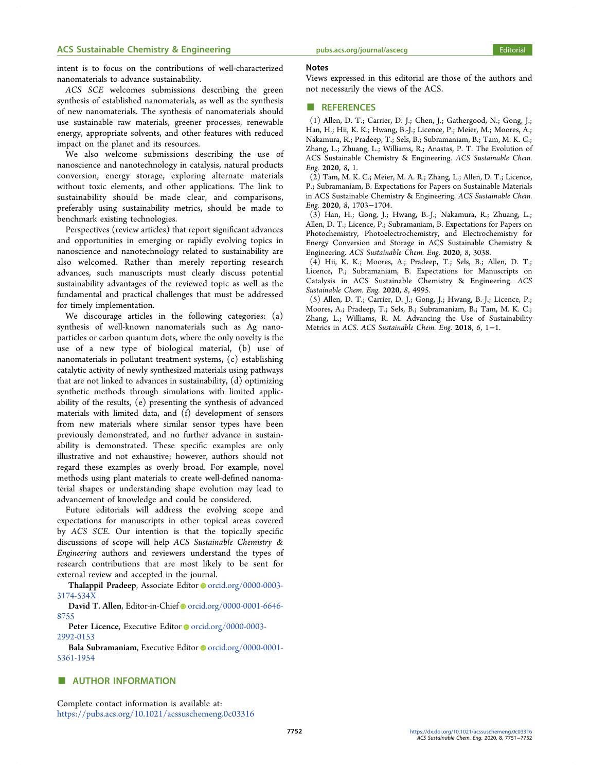intent is to focus on the contributions of well-characterized nanomaterials to advance sustainability.

*ACS SCE* welcomes submissions describing the green synthesis of established nanomaterials, as well as the synthesis of new nanomaterials. The synthesis of nanomaterials should use sustainable raw materials, greener processes, renewable energy, appropriate solvents, and other features with reduced impact on the planet and its resources.

We also welcome submissions describing the use of nanoscience and nanotechnology in catalysis, natural products conversion, energy storage, exploring alternate materials without toxic elements, and other applications. The link to sustainability should be made clear, and comparisons, preferably using sustainability metrics, should be made to benchmark existing technologies.

Perspectives (review articles) that report significant advances and opportunities in emerging or rapidly evolving topics in nanoscience and nanotechnology related to sustainability are also welcomed. Rather than merely reporting research advances, such manuscripts must clearly discuss potential sustainability advantages of the reviewed topic as well as the fundamental and practical challenges that must be addressed for timely implementation.

We discourage articles in the following categories: (a) synthesis of well-known nanomaterials such as Ag nanoparticles or carbon quantum dots, where the only novelty is the use of a new type of biological material, (b) use of nanomaterials in pollutant treatment systems, (c) establishing catalytic activity of newly synthesized materials using pathways that are not linked to advances in sustainability, (d) optimizing synthetic methods through simulations with limited applicability of the results, (e) presenting the synthesis of advanced materials with limited data, and (f) development of sensors from new materials where similar sensor types have been previously demonstrated, and no further advance in sustainability is demonstrated. These specific examples are only illustrative and not exhaustive; however, authors should not regard these examples as overly broad. For example, novel methods using plant materials to create well-defined nanomaterial shapes or understanding shape evolution may lead to advancement of knowledge and could be considered.

Future editorials will address the evolving scope and expectations for manuscripts in other topical areas covered by *ACS SCE*. Our intention is that the topically specific discussions of scope will help *ACS Sustainable Chemistry & Engineering* authors and reviewers understand the types of research contributions that are most likely to be sent for external review and accepted in the journal.

**Thalappil Pradeep**, Associate Editor orcid.org/0000-0003-3174-534X

**David T. Allen**, Editor-in-Chief orcid.org/0000-0001-6646-8755

**Peter Licence**, Executive Editor orcid.org/0000-0003-2992-0153

**Bala Subramaniam**, Executive Editor orcid.org/0000-0001-5361-1954

## AUTHOR INFORMATION

Complete contact information is available at:
https://pubs.acs.org/10.1021/acssuschemeng.0c03316

### Notes

Views expressed in this editorial are those of the authors and not necessarily the views of the ACS.

## REFERENCES

(1) Allen, D. T.; Carrier, D. J.; Chen, J.; Gathergood, N.; Gong, J.; Han, H.; Hii, K. K.; Hwang, B.-J.; Licence, P.; Meier, M.; Moores, A.; Nakamura, R.; Pradeep, T.; Sels, B.; Subramaniam, B.; Tam, M. K. C.; Zhang, L.; Zhuang, L.; Williams, R.; Anastas, P. T. The Evolution of ACS Sustainable Chemistry & Engineering. *ACS Sustainable Chem. Eng.* **2020**, *8*, 1.

(2) Tam, M. K. C.; Meier, M. A. R.; Zhang, L.; Allen, D. T.; Licence, P.; Subramaniam, B. Expectations for Papers on Sustainable Materials in ACS Sustainable Chemistry & Engineering. *ACS Sustainable Chem. Eng.* **2020**, *8*, 1703−1704.

(3) Han, H.; Gong, J.; Hwang, B.-J.; Nakamura, R.; Zhuang, L.; Allen, D. T.; Licence, P.; Subramaniam, B. Expectations for Papers on Photochemistry, Photoelectrochemistry, and Electrochemistry for Energy Conversion and Storage in ACS Sustainable Chemistry & Engineering. *ACS Sustainable Chem. Eng.* **2020**, *8*, 3038.

(4) Hii, K. K.; Moores, A.; Pradeep, T.; Sels, B.; Allen, D. T.; Licence, P.; Subramaniam, B. Expectations for Manuscripts on Catalysis in ACS Sustainable Chemistry & Engineering. *ACS Sustainable Chem. Eng.* **2020**, *8*, 4995.

(5) Allen, D. T.; Carrier, D. J.; Gong, J.; Hwang, B.-J.; Licence, P.; Moores, A.; Pradeep, T.; Sels, B.; Subramaniam, B.; Tam, M. K. C.; Zhang, L.; Williams, R. M. Advancing the Use of Sustainability Metrics in ACS. *ACS Sustainable Chem. Eng.* **2018**, *6*, 1−1.